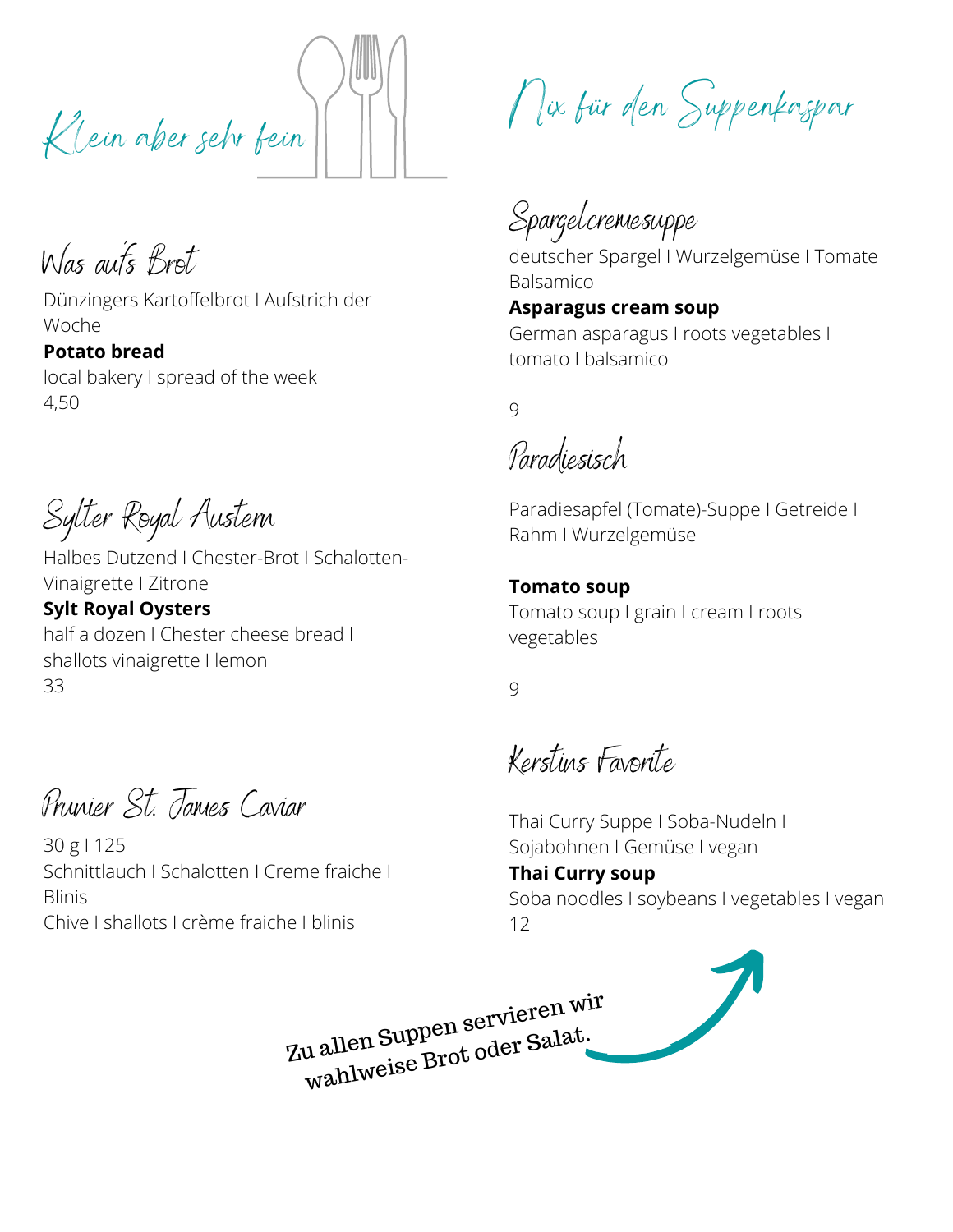## Klein aber sehr fein

### Was aufs Brot

Dünzingers Kartoffelbrot I Aufstrich der Woche

**Potato bread**

local bakery I spread of the week

4,50

### Sylter Royal Austern

Halbes Dutzend I Chester-Brot I Schalotten-Vinaigrette I Zitrone

**Sylt Royal Oysters**

half a dozen I Chester cheese bread I shallots vinaigrette I lemon

33

### Prunier St. James Caviar

30 g I 125

Schnittlauch I Schalotten I Creme fraiche I Blinis

Chive I shallots I crème fraiche I blinis

## Nix für den Suppenkaspar

### Spargelcremesuppe

deutscher Spargel I Wurzelgemüse I Tomate Balsamico

**Asparagus cream soup**

German asparagus I roots vegetables I tomato I balsamico

9

### Paradiesisch

Paradiesapfel (Tomate)-Suppe I Getreide I Rahm I Wurzelgemüse

**Tomato soup**

Tomato soup I grain I cream I roots vegetables

9

### Kerstins Favorite

Thai Curry Suppe I Soba-Nudeln I Sojabohnen I Gemüse I vegan

**Thai Curry soup**

Soba noodles I soybeans I vegetables I vegan

12

Zu allen Suppen servieren wir wahlweise Brot oder Salat.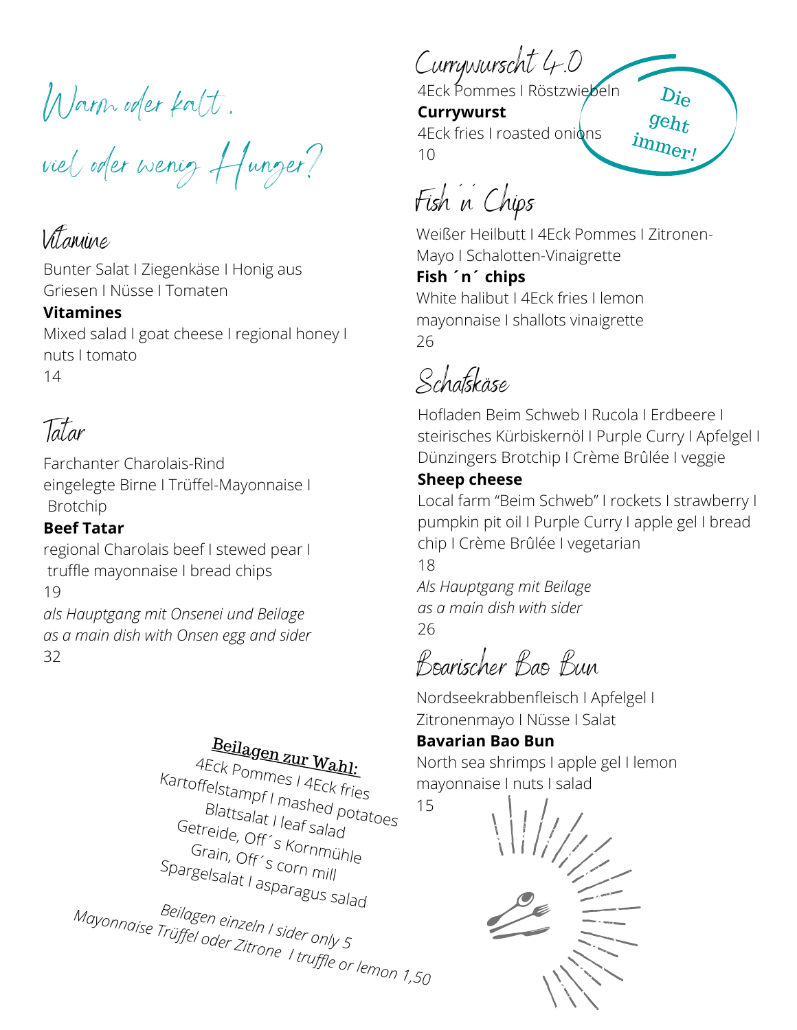# Warm oder kalt, viel oder wenig Hunger?

## Vitamine

Bunter Salat I Ziegenkäse I Honig aus Griesen I Nüsse I Tomaten

**Vitamines**

Mixed salad I goat cheese I regional honey I nuts I tomato

14

## Tatar

Farchanter Charolais-Rind eingelegte Birne I Trüffel-Mayonnaise I Brotchip

**Beef Tatar**

regional Charolais beef I stewed pear I truffle mayonnaise I bread chips

19

*als Hauptgang mit Onsenei und Beilage*
*as a main dish with Onsen egg and sider*

32

**Beilagen zur Wahl:**

4Eck Pommes I 4Eck fries
Kartoffelstampf I mashed potatoes
Blattsalat I leaf salad
Getreide, Off´s Kornmühle
Grain, Off´s corn mill
Spargelsalat I asparagus salad

*Beilagen einzeln I sider only 5*
*Mayonnaise Trüffel oder Zitrone I truffle or lemon 1,50*

## Currywurscht 4.0

Die geht immer!

4Eck Pommes I Röstzwiebeln

**Currywurst**

4Eck fries I roasted onions

10

## Fish ´n´ Chips

Weißer Heilbutt I 4Eck Pommes I Zitronen-Mayo I Schalotten-Vinaigrette

**Fish ´n´ chips**

White halibut I 4Eck fries I lemon mayonnaise I shallots vinaigrette

26

## Schafskäse

Hofladen Beim Schweb I Rucola I Erdbeere I steirisches Kürbiskernöl I Purple Curry I Apfelgel I Dünzingers Brotchip I Crème Brûlée I veggie

**Sheep cheese**

Local farm "Beim Schweb" I rockets I strawberry I pumpkin pit oil I Purple Curry I apple gel I bread chip I Crème Brûlée I vegetarian

18

*Als Hauptgang mit Beilage*
*as a main dish with sider*

26

## Boarischer Bao Bun

Nordseekrabbenfleisch I Apfelgel I Zitronenmayo I Nüsse I Salat

**Bavarian Bao Bun**

North sea shrimps I apple gel I lemon mayonnaise I nuts I salad

15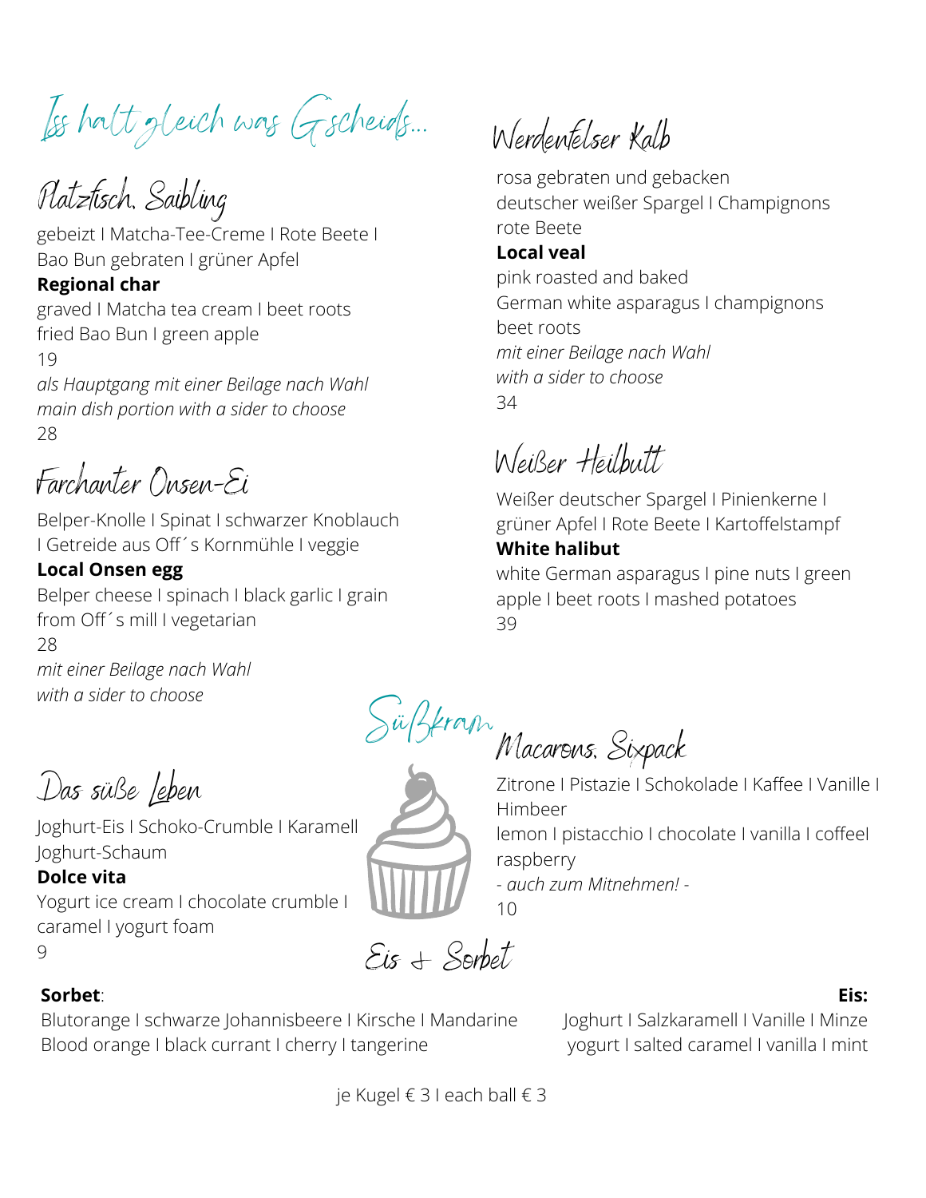# Iss halt gleich was Gscheids...

## Platzfisch. Saibling

gebeizt I Matcha-Tee-Creme I Rote Beete I Bao Bun gebraten I grüner Apfel

**Regional char**

graved I Matcha tea cream I beet roots fried Bao Bun I green apple

19

*als Hauptgang mit einer Beilage nach Wahl*
*main dish portion with a sider to choose*

28

## Farchanter Onsen-Ei

Belper-Knolle I Spinat I schwarzer Knoblauch I Getreide aus Off´s Kornmühle I veggie

**Local Onsen egg**

Belper cheese I spinach I black garlic I grain from Off´s mill I vegetarian

28

*mit einer Beilage nach Wahl*
*with a sider to choose*

## Werdenfelser Kalb

rosa gebraten und gebacken
deutscher weißer Spargel I Champignons
rote Beete

**Local veal**

pink roasted and baked
German white asparagus I champignons
beet roots

*mit einer Beilage nach Wahl*
*with a sider to choose*

34

## Weißer Heilbutt

Weißer deutscher Spargel I Pinienkerne I grüner Apfel I Rote Beete I Kartoffelstampf

**White halibut**

white German asparagus I pine nuts I green apple I beet roots I mashed potatoes

39

# Süßkram

## Das süße Leben

Joghurt-Eis I Schoko-Crumble I Karamell Joghurt-Schaum

**Dolce vita**

Yogurt ice cream I chocolate crumble I caramel I yogurt foam

9

## Macarons. Sixpack

Zitrone I Pistazie I Schokolade I Kaffee I Vanille I Himbeer
lemon I pistacchio I chocolate I vanilla I coffeel raspberry

*- auch zum Mitnehmen! -*

10

## Eis + Sorbet

**Sorbet**:
Blutorange I schwarze Johannisbeere I Kirsche I Mandarine
Blood orange I black currant I cherry I tangerine

**Eis:**
Joghurt I Salzkaramell I Vanille I Minze
yogurt I salted caramel I vanilla I mint

je Kugel € 3 I each ball € 3